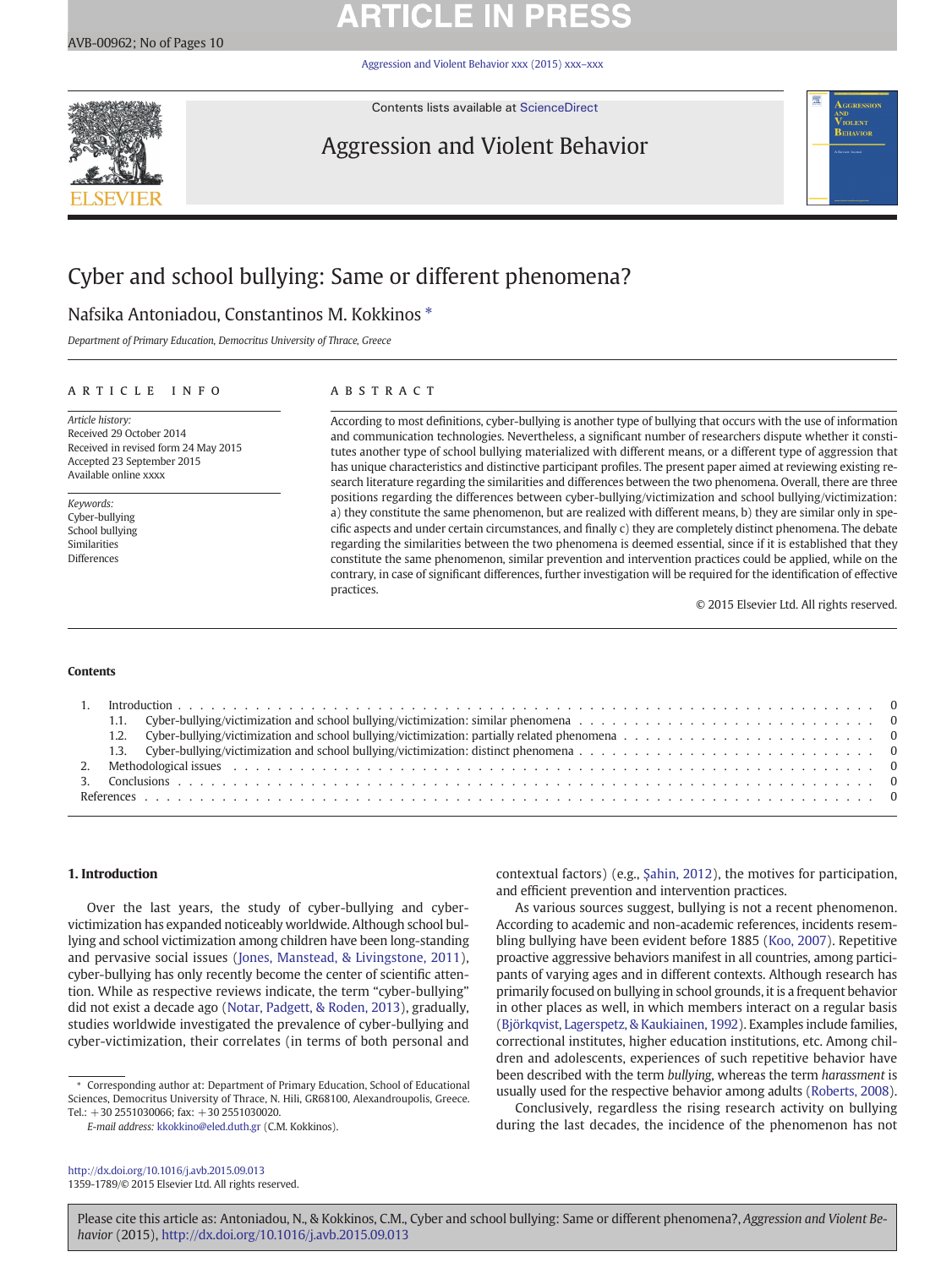# Cyber and school bullying: Same or different phenomena?

Nafsika Antoniadou, Constantinos M. Kokkinos *

*Department of Primary Education, Democritus University of Thrace, Greece*

## ARTICLE INFO

*Article history:*
Received 29 October 2014
Received in revised form 24 May 2015
Accepted 23 September 2015
Available online xxxx

*Keywords:*
Cyber-bullying
School bullying
Similarities
Differences

## ABSTRACT

According to most definitions, cyber-bullying is another type of bullying that occurs with the use of information and communication technologies. Nevertheless, a significant number of researchers dispute whether it constitutes another type of school bullying materialized with different means, or a different type of aggression that has unique characteristics and distinctive participant profiles. The present paper aimed at reviewing existing research literature regarding the similarities and differences between the two phenomena. Overall, there are three positions regarding the differences between cyber-bullying/victimization and school bullying/victimization: a) they constitute the same phenomenon, but are realized with different means, b) they are similar only in specific aspects and under certain circumstances, and finally c) they are completely distinct phenomena. The debate regarding the similarities between the two phenomena is deemed essential, since if it is established that they constitute the same phenomenon, similar prevention and intervention practices could be applied, while on the contrary, in case of significant differences, further investigation will be required for the identification of effective practices.

© 2015 Elsevier Ltd. All rights reserved.

**Contents**

1. Introduction . . . 0
   1.1. Cyber-bullying/victimization and school bullying/victimization: similar phenomena . . . 0
   1.2. Cyber-bullying/victimization and school bullying/victimization: partially related phenomena . . . 0
   1.3. Cyber-bullying/victimization and school bullying/victimization: distinct phenomena . . . 0
2. Methodological issues . . . 0
3. Conclusions . . . 0

References . . . 0

## 1. Introduction

Over the last years, the study of cyber-bullying and cyber-victimization has expanded noticeably worldwide. Although school bullying and school victimization among children have been long-standing and pervasive social issues (Jones, Manstead, & Livingstone, 2011), cyber-bullying has only recently become the center of scientific attention. While as respective reviews indicate, the term "cyber-bullying" did not exist a decade ago (Notar, Padgett, & Roden, 2013), gradually, studies worldwide investigated the prevalence of cyber-bullying and cyber-victimization, their correlates (in terms of both personal and contextual factors) (e.g., Şahin, 2012), the motives for participation, and efficient prevention and intervention practices.

As various sources suggest, bullying is not a recent phenomenon. According to academic and non-academic references, incidents resembling bullying have been evident before 1885 (Koo, 2007). Repetitive proactive aggressive behaviors manifest in all countries, among participants of varying ages and in different contexts. Although research has primarily focused on bullying in school grounds, it is a frequent behavior in other places as well, in which members interact on a regular basis (Björkqvist, Lagerspetz, & Kaukiainen, 1992). Examples include families, correctional institutes, higher education institutions, etc. Among children and adolescents, experiences of such repetitive behavior have been described with the term *bullying*, whereas the term *harassment* is usually used for the respective behavior among adults (Roberts, 2008).

Conclusively, regardless the rising research activity on bullying during the last decades, the incidence of the phenomenon has not

---

* Corresponding author at: Department of Primary Education, School of Educational Sciences, Democritus University of Thrace, N. Hili, GR68100, Alexandroupolis, Greece. Tel.: +30 2551030066; fax: +30 2551030020.
*E-mail address:* kkokkino@eled.duth.gr (C.M. Kokkinos).

http://dx.doi.org/10.1016/j.avb.2015.09.013
1359-1789/© 2015 Elsevier Ltd. All rights reserved.

Please cite this article as: Antoniadou, N., & Kokkinos, C.M., Cyber and school bullying: Same or different phenomena?, *Aggression and Violent Behavior* (2015), http://dx.doi.org/10.1016/j.avb.2015.09.013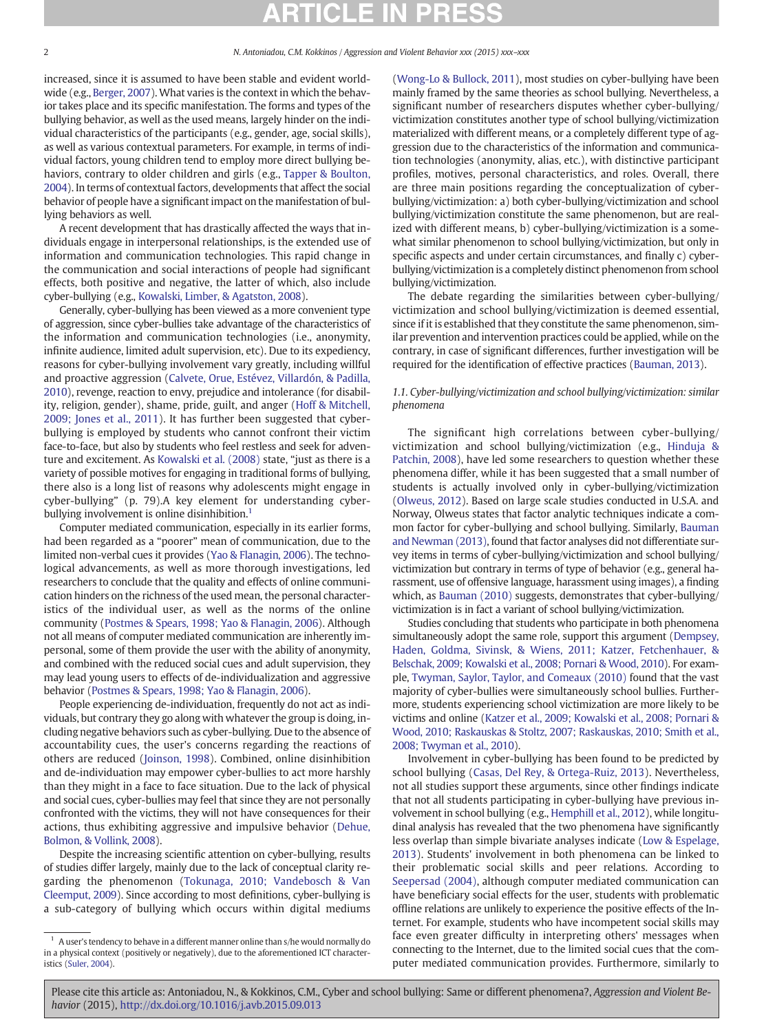increased, since it is assumed to have been stable and evident worldwide (e.g., Berger, 2007). What varies is the context in which the behavior takes place and its specific manifestation. The forms and types of the bullying behavior, as well as the used means, largely hinder on the individual characteristics of the participants (e.g., gender, age, social skills), as well as various contextual parameters. For example, in terms of individual factors, young children tend to employ more direct bullying behaviors, contrary to older children and girls (e.g., Tapper & Boulton, 2004). In terms of contextual factors, developments that affect the social behavior of people have a significant impact on the manifestation of bullying behaviors as well.

A recent development that has drastically affected the ways that individuals engage in interpersonal relationships, is the extended use of information and communication technologies. This rapid change in the communication and social interactions of people had significant effects, both positive and negative, the latter of which, also include cyber-bullying (e.g., Kowalski, Limber, & Agatston, 2008).

Generally, cyber-bullying has been viewed as a more convenient type of aggression, since cyber-bullies take advantage of the characteristics of the information and communication technologies (i.e., anonymity, infinite audience, limited adult supervision, etc). Due to its expediency, reasons for cyber-bullying involvement vary greatly, including willful and proactive aggression (Calvete, Orue, Estévez, Villardón, & Padilla, 2010), revenge, reaction to envy, prejudice and intolerance (for disability, religion, gender), shame, pride, guilt, and anger (Hoff & Mitchell, 2009; Jones et al., 2011). It has further been suggested that cyber-bullying is employed by students who cannot confront their victim face-to-face, but also by students who feel restless and seek for adventure and excitement. As Kowalski et al. (2008) state, "just as there is a variety of possible motives for engaging in traditional forms of bullying, there also is a long list of reasons why adolescents might engage in cyber-bullying" (p. 79).A key element for understanding cyber-bullying involvement is online disinhibition.[1]

Computer mediated communication, especially in its earlier forms, had been regarded as a "poorer" mean of communication, due to the limited non-verbal cues it provides (Yao & Flanagin, 2006). The technological advancements, as well as more thorough investigations, led researchers to conclude that the quality and effects of online communication hinders on the richness of the used mean, the personal characteristics of the individual user, as well as the norms of the online community (Postmes & Spears, 1998; Yao & Flanagin, 2006). Although not all means of computer mediated communication are inherently impersonal, some of them provide the user with the ability of anonymity, and combined with the reduced social cues and adult supervision, they may lead young users to effects of de-individualization and aggressive behavior (Postmes & Spears, 1998; Yao & Flanagin, 2006).

People experiencing de-individuation, frequently do not act as individuals, but contrary they go along with whatever the group is doing, including negative behaviors such as cyber-bullying. Due to the absence of accountability cues, the user's concerns regarding the reactions of others are reduced (Joinson, 1998). Combined, online disinhibition and de-individuation may empower cyber-bullies to act more harshly than they might in a face to face situation. Due to the lack of physical and social cues, cyber-bullies may feel that since they are not personally confronted with the victims, they will not have consequences for their actions, thus exhibiting aggressive and impulsive behavior (Dehue, Bolmon, & Vollink, 2008).

Despite the increasing scientific attention on cyber-bullying, results of studies differ largely, mainly due to the lack of conceptual clarity regarding the phenomenon (Tokunaga, 2010; Vandebosch & Van Cleemput, 2009). Since according to most definitions, cyber-bullying is a sub-category of bullying which occurs within digital mediums (Wong-Lo & Bullock, 2011), most studies on cyber-bullying have been mainly framed by the same theories as school bullying. Nevertheless, a significant number of researchers disputes whether cyber-bullying/victimization constitutes another type of school bullying/victimization materialized with different means, or a completely different type of aggression due to the characteristics of the information and communication technologies (anonymity, alias, etc.), with distinctive participant profiles, motives, personal characteristics, and roles. Overall, there are three main positions regarding the conceptualization of cyber-bullying/victimization: a) both cyber-bullying/victimization and school bullying/victimization constitute the same phenomenon, but are realized with different means, b) cyber-bullying/victimization is a somewhat similar phenomenon to school bullying/victimization, but only in specific aspects and under certain circumstances, and finally c) cyber-bullying/victimization is a completely distinct phenomenon from school bullying/victimization.

The debate regarding the similarities between cyber-bullying/victimization and school bullying/victimization is deemed essential, since if it is established that they constitute the same phenomenon, similar prevention and intervention practices could be applied, while on the contrary, in case of significant differences, further investigation will be required for the identification of effective practices (Bauman, 2013).

### *1.1. Cyber-bullying/victimization and school bullying/victimization: similar phenomena*

The significant high correlations between cyber-bullying/victimization and school bullying/victimization (e.g., Hinduja & Patchin, 2008), have led some researchers to question whether these phenomena differ, while it has been suggested that a small number of students is actually involved only in cyber-bullying/victimization (Olweus, 2012). Based on large scale studies conducted in U.S.A. and Norway, Olweus states that factor analytic techniques indicate a common factor for cyber-bullying and school bullying. Similarly, Bauman and Newman (2013), found that factor analyses did not differentiate survey items in terms of cyber-bullying/victimization and school bullying/victimization but contrary in terms of type of behavior (e.g., general harassment, use of offensive language, harassment using images), a finding which, as Bauman (2010) suggests, demonstrates that cyber-bullying/victimization is in fact a variant of school bullying/victimization.

Studies concluding that students who participate in both phenomena simultaneously adopt the same role, support this argument (Dempsey, Haden, Goldma, Sivinsk, & Wiens, 2011; Katzer, Fetchenhauer, & Belschak, 2009; Kowalski et al., 2008; Pornari & Wood, 2010). For example, Twyman, Saylor, Taylor, and Comeaux (2010) found that the vast majority of cyber-bullies were simultaneously school bullies. Furthermore, students experiencing school victimization are more likely to be victims and online (Katzer et al., 2009; Kowalski et al., 2008; Pornari & Wood, 2010; Raskauskas & Stoltz, 2007; Raskauskas, 2010; Smith et al., 2008; Twyman et al., 2010).

Involvement in cyber-bullying has been found to be predicted by school bullying (Casas, Del Rey, & Ortega-Ruiz, 2013). Nevertheless, not all studies support these arguments, since other findings indicate that not all students participating in cyber-bullying have previous involvement in school bullying (e.g., Hemphill et al., 2012), while longitudinal analysis has revealed that the two phenomena have significantly less overlap than simple bivariate analyses indicate (Low & Espelage, 2013). Students' involvement in both phenomena can be linked to their problematic social skills and peer relations. According to Seepersad (2004), although computer mediated communication can have beneficiary social effects for the user, students with problematic offline relations are unlikely to experience the positive effects of the Internet. For example, students who have incompetent social skills may face even greater difficulty in interpreting others' messages when connecting to the Internet, due to the limited social cues that the computer mediated communication provides. Furthermore, similarly to

[1] A user's tendency to behave in a different manner online than s/he would normally do in a physical context (positively or negatively), due to the aforementioned ICT characteristics (Suler, 2004).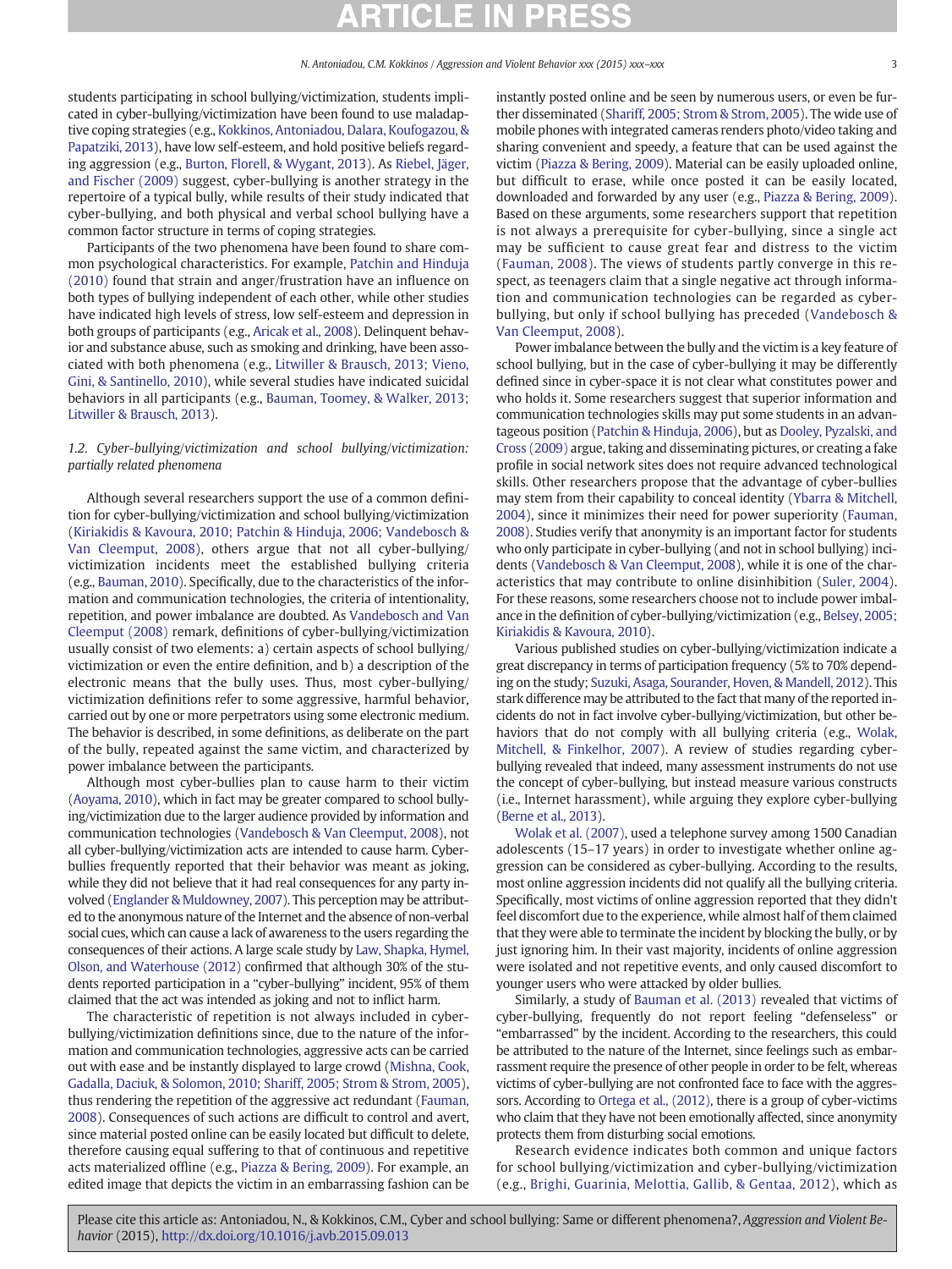students participating in school bullying/victimization, students implicated in cyber-bullying/victimization have been found to use maladaptive coping strategies (e.g., Kokkinos, Antoniadou, Dalara, Koufogazou, & Papatziki, 2013), have low self-esteem, and hold positive beliefs regarding aggression (e.g., Burton, Florell, & Wygant, 2013). As Riebel, Jäger, and Fischer (2009) suggest, cyber-bullying is another strategy in the repertoire of a typical bully, while results of their study indicated that cyber-bullying, and both physical and verbal school bullying have a common factor structure in terms of coping strategies.

Participants of the two phenomena have been found to share common psychological characteristics. For example, Patchin and Hinduja (2010) found that strain and anger/frustration have an influence on both types of bullying independent of each other, while other studies have indicated high levels of stress, low self-esteem and depression in both groups of participants (e.g., Aricak et al., 2008). Delinquent behavior and substance abuse, such as smoking and drinking, have been associated with both phenomena (e.g., Litwiller & Brausch, 2013; Vieno, Gini, & Santinello, 2010), while several studies have indicated suicidal behaviors in all participants (e.g., Bauman, Toomey, & Walker, 2013; Litwiller & Brausch, 2013).

### 1.2. Cyber-bullying/victimization and school bullying/victimization: partially related phenomena

Although several researchers support the use of a common definition for cyber-bullying/victimization and school bullying/victimization (Kiriakidis & Kavoura, 2010; Patchin & Hinduja, 2006; Vandebosch & Van Cleemput, 2008), others argue that not all cyber-bullying/victimization incidents meet the established bullying criteria (e.g., Bauman, 2010). Specifically, due to the characteristics of the information and communication technologies, the criteria of intentionality, repetition, and power imbalance are doubted. As Vandebosch and Van Cleemput (2008) remark, definitions of cyber-bullying/victimization usually consist of two elements: a) certain aspects of school bullying/victimization or even the entire definition, and b) a description of the electronic means that the bully uses. Thus, most cyber-bullying/victimization definitions refer to some aggressive, harmful behavior, carried out by one or more perpetrators using some electronic medium. The behavior is described, in some definitions, as deliberate on the part of the bully, repeated against the same victim, and characterized by power imbalance between the participants.

Although most cyber-bullies plan to cause harm to their victim (Aoyama, 2010), which in fact may be greater compared to school bullying/victimization due to the larger audience provided by information and communication technologies (Vandebosch & Van Cleemput, 2008), not all cyber-bullying/victimization acts are intended to cause harm. Cyber-bullies frequently reported that their behavior was meant as joking, while they did not believe that it had real consequences for any party involved (Englander & Muldowney, 2007). This perception may be attributed to the anonymous nature of the Internet and the absence of non-verbal social cues, which can cause a lack of awareness to the users regarding the consequences of their actions. A large scale study by Law, Shapka, Hymel, Olson, and Waterhouse (2012) confirmed that although 30% of the students reported participation in a "cyber-bullying" incident, 95% of them claimed that the act was intended as joking and not to inflict harm.

The characteristic of repetition is not always included in cyber-bullying/victimization definitions since, due to the nature of the information and communication technologies, aggressive acts can be carried out with ease and be instantly displayed to large crowd (Mishna, Cook, Gadalla, Daciuk, & Solomon, 2010; Shariff, 2005; Strom & Strom, 2005), thus rendering the repetition of the aggressive act redundant (Fauman, 2008). Consequences of such actions are difficult to control and avert, since material posted online can be easily located but difficult to delete, therefore causing equal suffering to that of continuous and repetitive acts materialized offline (e.g., Piazza & Bering, 2009). For example, an edited image that depicts the victim in an embarrassing fashion can be instantly posted online and be seen by numerous users, or even be further disseminated (Shariff, 2005; Strom & Strom, 2005). The wide use of mobile phones with integrated cameras renders photo/video taking and sharing convenient and speedy, a feature that can be used against the victim (Piazza & Bering, 2009). Material can be easily uploaded online, but difficult to erase, while once posted it can be easily located, downloaded and forwarded by any user (e.g., Piazza & Bering, 2009). Based on these arguments, some researchers support that repetition is not always a prerequisite for cyber-bullying, since a single act may be sufficient to cause great fear and distress to the victim (Fauman, 2008). The views of students partly converge in this respect, as teenagers claim that a single negative act through information and communication technologies can be regarded as cyber-bullying, but only if school bullying has preceded (Vandebosch & Van Cleemput, 2008).

Power imbalance between the bully and the victim is a key feature of school bullying, but in the case of cyber-bullying it may be differently defined since in cyber-space it is not clear what constitutes power and who holds it. Some researchers suggest that superior information and communication technologies skills may put some students in an advantageous position (Patchin & Hinduja, 2006), but as Dooley, Pyzalski, and Cross (2009) argue, taking and disseminating pictures, or creating a fake profile in social network sites does not require advanced technological skills. Other researchers propose that the advantage of cyber-bullies may stem from their capability to conceal identity (Ybarra & Mitchell, 2004), since it minimizes their need for power superiority (Fauman, 2008). Studies verify that anonymity is an important factor for students who only participate in cyber-bullying (and not in school bullying) incidents (Vandebosch & Van Cleemput, 2008), while it is one of the characteristics that may contribute to online disinhibition (Suler, 2004). For these reasons, some researchers choose not to include power imbalance in the definition of cyber-bullying/victimization (e.g., Belsey, 2005; Kiriakidis & Kavoura, 2010).

Various published studies on cyber-bullying/victimization indicate a great discrepancy in terms of participation frequency (5% to 70% depending on the study; Suzuki, Asaga, Sourander, Hoven, & Mandell, 2012). This stark difference may be attributed to the fact that many of the reported incidents do not in fact involve cyber-bullying/victimization, but other behaviors that do not comply with all bullying criteria (e.g., Wolak, Mitchell, & Finkelhor, 2007). A review of studies regarding cyber-bullying revealed that indeed, many assessment instruments do not use the concept of cyber-bullying, but instead measure various constructs (i.e., Internet harassment), while arguing they explore cyber-bullying (Berne et al., 2013).

Wolak et al. (2007), used a telephone survey among 1500 Canadian adolescents (15–17 years) in order to investigate whether online aggression can be considered as cyber-bullying. According to the results, most online aggression incidents did not qualify all the bullying criteria. Specifically, most victims of online aggression reported that they didn't feel discomfort due to the experience, while almost half of them claimed that they were able to terminate the incident by blocking the bully, or by just ignoring him. In their vast majority, incidents of online aggression were isolated and not repetitive events, and only caused discomfort to younger users who were attacked by older bullies.

Similarly, a study of Bauman et al. (2013) revealed that victims of cyber-bullying, frequently do not report feeling "defenseless" or "embarrassed" by the incident. According to the researchers, this could be attributed to the nature of the Internet, since feelings such as embarrassment require the presence of other people in order to be felt, whereas victims of cyber-bullying are not confronted face to face with the aggressors. According to Ortega et al., (2012), there is a group of cyber-victims who claim that they have not been emotionally affected, since anonymity protects them from disturbing social emotions.

Research evidence indicates both common and unique factors for school bullying/victimization and cyber-bullying/victimization (e.g., Brighi, Guarinia, Melottia, Gallib, & Gentaa, 2012), which as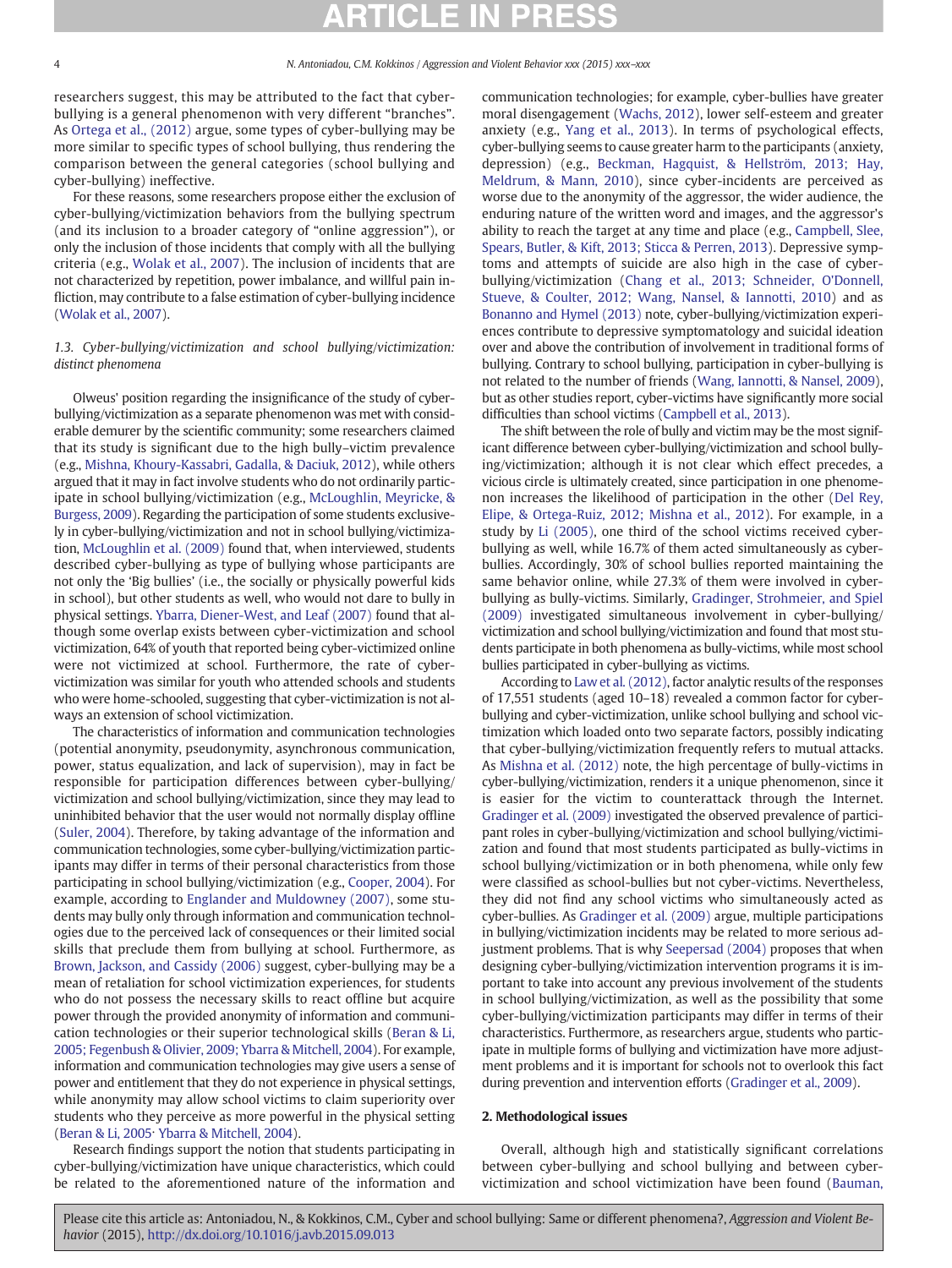researchers suggest, this may be attributed to the fact that cyber-bullying is a general phenomenon with very different "branches". As Ortega et al., (2012) argue, some types of cyber-bullying may be more similar to specific types of school bullying, thus rendering the comparison between the general categories (school bullying and cyber-bullying) ineffective.

For these reasons, some researchers propose either the exclusion of cyber-bullying/victimization behaviors from the bullying spectrum (and its inclusion to a broader category of "online aggression"), or only the inclusion of those incidents that comply with all the bullying criteria (e.g., Wolak et al., 2007). The inclusion of incidents that are not characterized by repetition, power imbalance, and willful pain infliction, may contribute to a false estimation of cyber-bullying incidence (Wolak et al., 2007).

### 1.3. Cyber-bullying/victimization and school bullying/victimization: distinct phenomena

Olweus' position regarding the insignificance of the study of cyber-bullying/victimization as a separate phenomenon was met with considerable demurer by the scientific community; some researchers claimed that its study is significant due to the high bully–victim prevalence (e.g., Mishna, Khoury-Kassabri, Gadalla, & Daciuk, 2012), while others argued that it may in fact involve students who do not ordinarily participate in school bullying/victimization (e.g., McLoughlin, Meyricke, & Burgess, 2009). Regarding the participation of some students exclusively in cyber-bullying/victimization and not in school bullying/victimization, McLoughlin et al. (2009) found that, when interviewed, students described cyber-bullying as type of bullying whose participants are not only the 'Big bullies' (i.e., the socially or physically powerful kids in school), but other students as well, who would not dare to bully in physical settings. Ybarra, Diener-West, and Leaf (2007) found that although some overlap exists between cyber-victimization and school victimization, 64% of youth that reported being cyber-victimized online were not victimized at school. Furthermore, the rate of cyber-victimization was similar for youth who attended schools and students who were home-schooled, suggesting that cyber-victimization is not always an extension of school victimization.

The characteristics of information and communication technologies (potential anonymity, pseudonymity, asynchronous communication, power, status equalization, and lack of supervision), may in fact be responsible for participation differences between cyber-bullying/victimization and school bullying/victimization, since they may lead to uninhibited behavior that the user would not normally display offline (Suler, 2004). Therefore, by taking advantage of the information and communication technologies, some cyber-bullying/victimization participants may differ in terms of their personal characteristics from those participating in school bullying/victimization (e.g., Cooper, 2004). For example, according to Englander and Muldowney (2007), some students may bully only through information and communication technologies due to the perceived lack of consequences or their limited social skills that preclude them from bullying at school. Furthermore, as Brown, Jackson, and Cassidy (2006) suggest, cyber-bullying may be a mean of retaliation for school victimization experiences, for students who do not possess the necessary skills to react offline but acquire power through the provided anonymity of information and communication technologies or their superior technological skills (Beran & Li, 2005; Fegenbush & Olivier, 2009; Ybarra & Mitchell, 2004). For example, information and communication technologies may give users a sense of power and entitlement that they do not experience in physical settings, while anonymity may allow school victims to claim superiority over students who they perceive as more powerful in the physical setting (Beran & Li, 2005· Ybarra & Mitchell, 2004).

Research findings support the notion that students participating in cyber-bullying/victimization have unique characteristics, which could be related to the aforementioned nature of the information and communication technologies; for example, cyber-bullies have greater moral disengagement (Wachs, 2012), lower self-esteem and greater anxiety (e.g., Yang et al., 2013). In terms of psychological effects, cyber-bullying seems to cause greater harm to the participants (anxiety, depression) (e.g., Beckman, Hagquist, & Hellström, 2013; Hay, Meldrum, & Mann, 2010), since cyber-incidents are perceived as worse due to the anonymity of the aggressor, the wider audience, the enduring nature of the written word and images, and the aggressor's ability to reach the target at any time and place (e.g., Campbell, Slee, Spears, Butler, & Kift, 2013; Sticca & Perren, 2013). Depressive symptoms and attempts of suicide are also high in the case of cyber-bullying/victimization (Chang et al., 2013; Schneider, O'Donnell, Stueve, & Coulter, 2012; Wang, Nansel, & Iannotti, 2010) and as Bonanno and Hymel (2013) note, cyber-bullying/victimization experiences contribute to depressive symptomatology and suicidal ideation over and above the contribution of involvement in traditional forms of bullying. Contrary to school bullying, participation in cyber-bullying is not related to the number of friends (Wang, Iannotti, & Nansel, 2009), but as other studies report, cyber-victims have significantly more social difficulties than school victims (Campbell et al., 2013).

The shift between the role of bully and victim may be the most significant difference between cyber-bullying/victimization and school bullying/victimization; although it is not clear which effect precedes, a vicious circle is ultimately created, since participation in one phenomenon increases the likelihood of participation in the other (Del Rey, Elipe, & Ortega-Ruiz, 2012; Mishna et al., 2012). For example, in a study by Li (2005), one third of the school victims received cyber-bullying as well, while 16.7% of them acted simultaneously as cyber-bullies. Accordingly, 30% of school bullies reported maintaining the same behavior online, while 27.3% of them were involved in cyber-bullying as bully-victims. Similarly, Gradinger, Strohmeier, and Spiel (2009) investigated simultaneous involvement in cyber-bullying/victimization and school bullying/victimization and found that most students participate in both phenomena as bully-victims, while most school bullies participated in cyber-bullying as victims.

According to Law et al. (2012), factor analytic results of the responses of 17,551 students (aged 10–18) revealed a common factor for cyber-bullying and cyber-victimization, unlike school bullying and school victimization which loaded onto two separate factors, possibly indicating that cyber-bullying/victimization frequently refers to mutual attacks. As Mishna et al. (2012) note, the high percentage of bully-victims in cyber-bullying/victimization, renders it a unique phenomenon, since it is easier for the victim to counterattack through the Internet. Gradinger et al. (2009) investigated the observed prevalence of participant roles in cyber-bullying/victimization and school bullying/victimization and found that most students participated as bully-victims in school bullying/victimization or in both phenomena, while only few were classified as school-bullies but not cyber-victims. Nevertheless, they did not find any school victims who simultaneously acted as cyber-bullies. As Gradinger et al. (2009) argue, multiple participations in bullying/victimization incidents may be related to more serious adjustment problems. That is why Seepersad (2004) proposes that when designing cyber-bullying/victimization intervention programs it is important to take into account any previous involvement of the students in school bullying/victimization, as well as the possibility that some cyber-bullying/victimization participants may differ in terms of their characteristics. Furthermore, as researchers argue, students who participate in multiple forms of bullying and victimization have more adjustment problems and it is important for schools not to overlook this fact during prevention and intervention efforts (Gradinger et al., 2009).

## 2. Methodological issues

Overall, although high and statistically significant correlations between cyber-bullying and school bullying and between cyber-victimization and school victimization have been found (Bauman,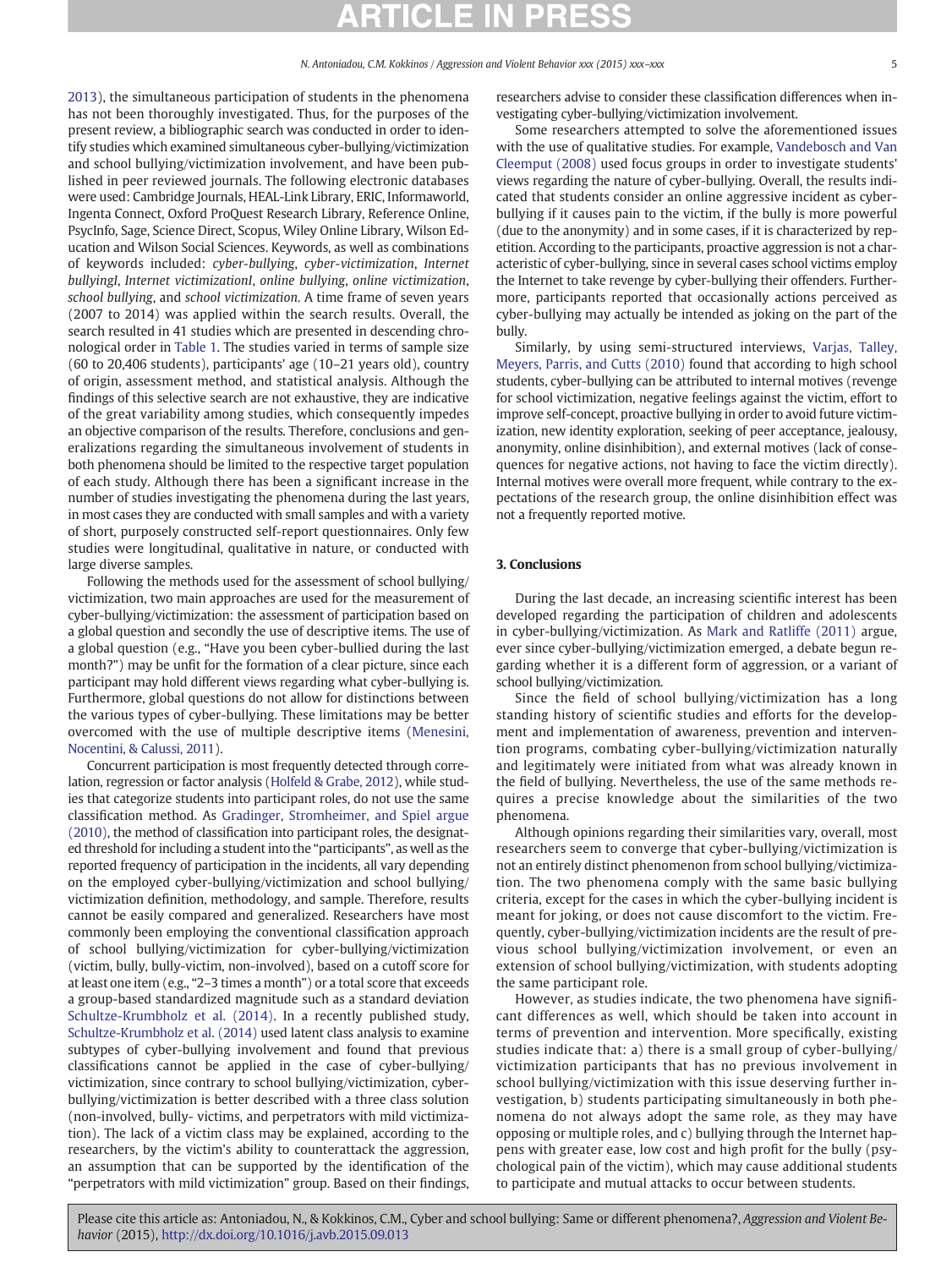2013), the simultaneous participation of students in the phenomena has not been thoroughly investigated. Thus, for the purposes of the present review, a bibliographic search was conducted in order to identify studies which examined simultaneous cyber-bullying/victimization and school bullying/victimization involvement, and have been published in peer reviewed journals. The following electronic databases were used: Cambridge Journals, HEAL-Link Research Library, ERIC, Informaworld, Ingenta Connect, Oxford ProQuest Research Library, Reference Online, PsycInfo, Sage, Science Direct, Scopus, Wiley Online Library, Wilson Education and Wilson Social Sciences. Keywords, as well as combinations of keywords included: *cyber-bullying*, *cyber-victimization*, *Internet bullyingI*, *Internet victimizationI*, *online bullying*, *online victimization*, *school bullying*, and *school victimization*. A time frame of seven years (2007 to 2014) was applied within the search results. Overall, the search resulted in 41 studies which are presented in descending chronological order in Table 1. The studies varied in terms of sample size (60 to 20,406 students), participants' age (10–21 years old), country of origin, assessment method, and statistical analysis. Although the findings of this selective search are not exhaustive, they are indicative of the great variability among studies, which consequently impedes an objective comparison of the results. Therefore, conclusions and generalizations regarding the simultaneous involvement of students in both phenomena should be limited to the respective target population of each study. Although there has been a significant increase in the number of studies investigating the phenomena during the last years, in most cases they are conducted with small samples and with a variety of short, purposely constructed self-report questionnaires. Only few studies were longitudinal, qualitative in nature, or conducted with large diverse samples.

Following the methods used for the assessment of school bullying/victimization, two main approaches are used for the measurement of cyber-bullying/victimization: the assessment of participation based on a global question and secondly the use of descriptive items. The use of a global question (e.g., "Have you been cyber-bullied during the last month?") may be unfit for the formation of a clear picture, since each participant may hold different views regarding what cyber-bullying is. Furthermore, global questions do not allow for distinctions between the various types of cyber-bullying. These limitations may be better overcomed with the use of multiple descriptive items (Menesini, Nocentini, & Calussi, 2011).

Concurrent participation is most frequently detected through correlation, regression or factor analysis (Holfeld & Grabe, 2012), while studies that categorize students into participant roles, do not use the same classification method. As Gradinger, Stromheimer, and Spiel argue (2010), the method of classification into participant roles, the designated threshold for including a student into the "participants", as well as the reported frequency of participation in the incidents, all vary depending on the employed cyber-bullying/victimization and school bullying/victimization definition, methodology, and sample. Therefore, results cannot be easily compared and generalized. Researchers have most commonly been employing the conventional classification approach of school bullying/victimization for cyber-bullying/victimization (victim, bully, bully-victim, non-involved), based on a cutoff score for at least one item (e.g., "2–3 times a month") or a total score that exceeds a group-based standardized magnitude such as a standard deviation Schultze-Krumbholz et al. (2014). In a recently published study, Schultze-Krumbholz et al. (2014) used latent class analysis to examine subtypes of cyber-bullying involvement and found that previous classifications cannot be applied in the case of cyber-bullying/victimization, since contrary to school bullying/victimization, cyber-bullying/victimization is better described with a three class solution (non-involved, bully- victims, and perpetrators with mild victimization). The lack of a victim class may be explained, according to the researchers, by the victim's ability to counterattack the aggression, an assumption that can be supported by the identification of the "perpetrators with mild victimization" group. Based on their findings, researchers advise to consider these classification differences when investigating cyber-bullying/victimization involvement.

Some researchers attempted to solve the aforementioned issues with the use of qualitative studies. For example, Vandebosch and Van Cleemput (2008) used focus groups in order to investigate students' views regarding the nature of cyber-bullying. Overall, the results indicated that students consider an online aggressive incident as cyber-bullying if it causes pain to the victim, if the bully is more powerful (due to the anonymity) and in some cases, if it is characterized by repetition. According to the participants, proactive aggression is not a characteristic of cyber-bullying, since in several cases school victims employ the Internet to take revenge by cyber-bullying their offenders. Furthermore, participants reported that occasionally actions perceived as cyber-bullying may actually be intended as joking on the part of the bully.

Similarly, by using semi-structured interviews, Varjas, Talley, Meyers, Parris, and Cutts (2010) found that according to high school students, cyber-bullying can be attributed to internal motives (revenge for school victimization, negative feelings against the victim, effort to improve self-concept, proactive bullying in order to avoid future victimization, new identity exploration, seeking of peer acceptance, jealousy, anonymity, online disinhibition), and external motives (lack of consequences for negative actions, not having to face the victim directly). Internal motives were overall more frequent, while contrary to the expectations of the research group, the online disinhibition effect was not a frequently reported motive.

## 3. Conclusions

During the last decade, an increasing scientific interest has been developed regarding the participation of children and adolescents in cyber-bullying/victimization. As Mark and Ratliffe (2011) argue, ever since cyber-bullying/victimization emerged, a debate begun regarding whether it is a different form of aggression, or a variant of school bullying/victimization.

Since the field of school bullying/victimization has a long standing history of scientific studies and efforts for the development and implementation of awareness, prevention and intervention programs, combating cyber-bullying/victimization naturally and legitimately were initiated from what was already known in the field of bullying. Nevertheless, the use of the same methods requires a precise knowledge about the similarities of the two phenomena.

Although opinions regarding their similarities vary, overall, most researchers seem to converge that cyber-bullying/victimization is not an entirely distinct phenomenon from school bullying/victimization. The two phenomena comply with the same basic bullying criteria, except for the cases in which the cyber-bullying incident is meant for joking, or does not cause discomfort to the victim. Frequently, cyber-bullying/victimization incidents are the result of previous school bullying/victimization involvement, or even an extension of school bullying/victimization, with students adopting the same participant role.

However, as studies indicate, the two phenomena have significant differences as well, which should be taken into account in terms of prevention and intervention. More specifically, existing studies indicate that: a) there is a small group of cyber-bullying/victimization participants that has no previous involvement in school bullying/victimization with this issue deserving further investigation, b) students participating simultaneously in both phenomena do not always adopt the same role, as they may have opposing or multiple roles, and c) bullying through the Internet happens with greater ease, low cost and high profit for the bully (psychological pain of the victim), which may cause additional students to participate and mutual attacks to occur between students.

Please cite this article as: Antoniadou, N., & Kokkinos, C.M., Cyber and school bullying: Same or different phenomena?, *Aggression and Violent Behavior* (2015), http://dx.doi.org/10.1016/j.avb.2015.09.013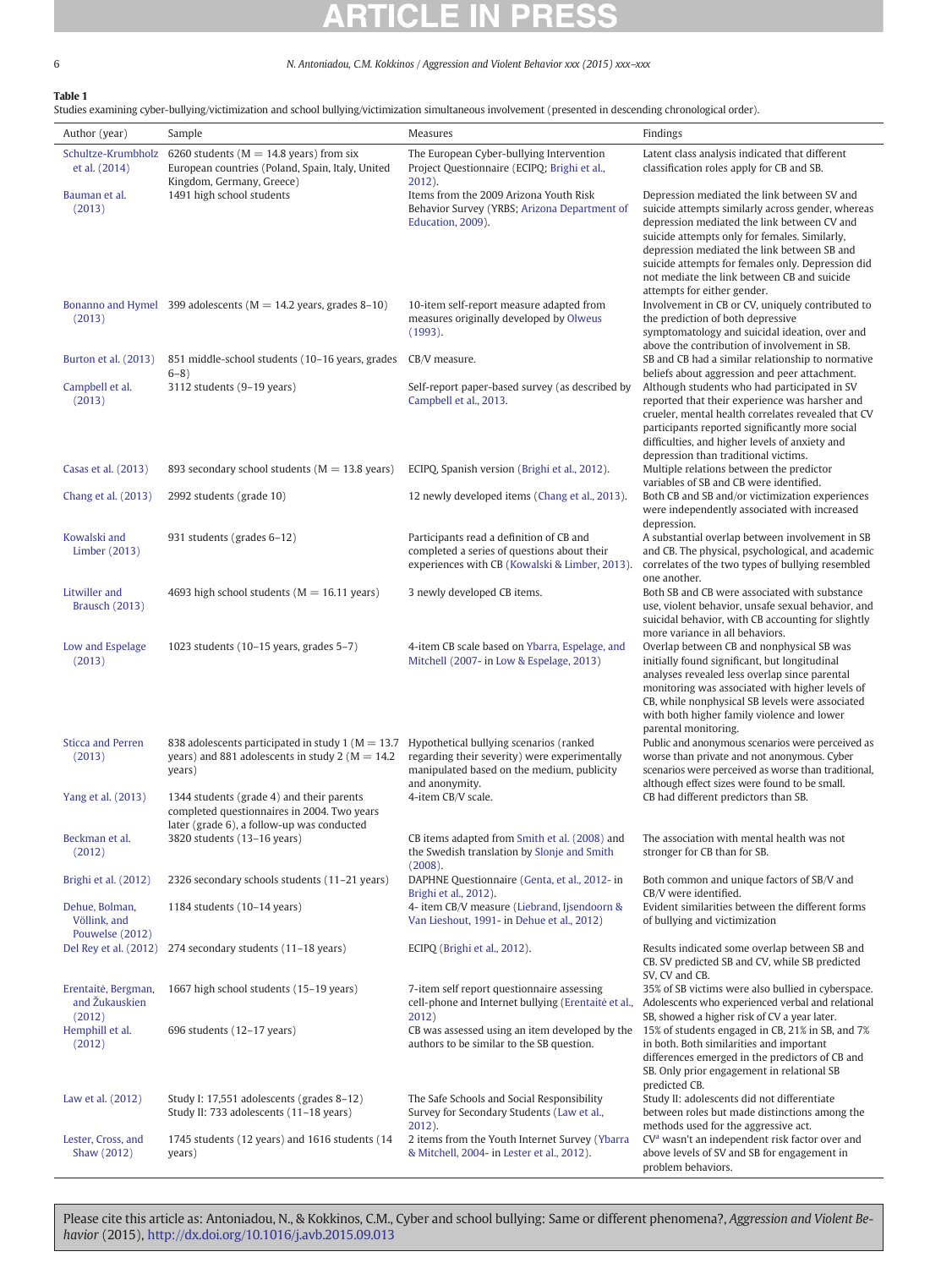**Table 1**
Studies examining cyber-bullying/victimization and school bullying/victimization simultaneous involvement (presented in descending chronological order).

| Author (year) | Sample | Measures | Findings |
|---|---|---|---|
| Schultze-Krumbholz et al. (2014) | 6260 students (M = 14.8 years) from six European countries (Poland, Spain, Italy, United Kingdom, Germany, Greece) | The European Cyber-bullying Intervention Project Questionnaire (ECIPQ; Brighi et al., 2012). | Latent class analysis indicated that different classification roles apply for CB and SB. |
| Bauman et al. (2013) | 1491 high school students | Items from the 2009 Arizona Youth Risk Behavior Survey (YRBS; Arizona Department of Education, 2009). | Depression mediated the link between SV and suicide attempts similarly across gender, whereas depression mediated the link between CV and suicide attempts only for females. Similarly, depression mediated the link between SB and suicide attempts for females only. Depression did not mediate the link between CB and suicide attempts for either gender. |
| Bonanno and Hymel (2013) | 399 adolescents (M = 14.2 years, grades 8–10) | 10-item self-report measure adapted from measures originally developed by Olweus (1993). | Involvement in CB or CV, uniquely contributed to the prediction of both depressive symptomatology and suicidal ideation, over and above the contribution of involvement in SB. |
| Burton et al. (2013) | 851 middle-school students (10–16 years, grades 6–8) | CB/V measure. | SB and CB had a similar relationship to normative beliefs about aggression and peer attachment. |
| Campbell et al. (2013) | 3112 students (9–19 years) | Self-report paper-based survey (as described by Campbell et al., 2013. | Although students who had participated in SV reported that their experience was harsher and crueler, mental health correlates revealed that CV participants reported significantly more social difficulties, and higher levels of anxiety and depression than traditional victims. |
| Casas et al. (2013) | 893 secondary school students (M = 13.8 years) | ECIPQ, Spanish version (Brighi et al., 2012). | Multiple relations between the predictor variables of SB and CB were identified. |
| Chang et al. (2013) | 2992 students (grade 10) | 12 newly developed items (Chang et al., 2013). | Both CB and SB and/or victimization experiences were independently associated with increased depression. |
| Kowalski and Limber (2013) | 931 students (grades 6–12) | Participants read a definition of CB and completed a series of questions about their experiences with CB (Kowalski & Limber, 2013). | A substantial overlap between involvement in SB and CB. The physical, psychological, and academic correlates of the two types of bullying resembled one another. |
| Litwiller and Brausch (2013) | 4693 high school students (M = 16.11 years) | 3 newly developed CB items. | Both SB and CB were associated with substance use, violent behavior, unsafe sexual behavior, and suicidal behavior, with CB accounting for slightly more variance in all behaviors. |
| Low and Espelage (2013) | 1023 students (10–15 years, grades 5–7) | 4-item CB scale based on Ybarra, Espelage, and Mitchell (2007- in Low & Espelage, 2013) | Overlap between CB and nonphysical SB was initially found significant, but longitudinal analyses revealed less overlap since parental monitoring was associated with higher levels of CB, while nonphysical SB levels were associated with both higher family violence and lower parental monitoring. |
| Sticca and Perren (2013) | 838 adolescents participated in study 1 (M = 13.7 years) and 881 adolescents in study 2 (M = 14.2 years) | Hypothetical bullying scenarios (ranked regarding their severity) were experimentally manipulated based on the medium, publicity and anonymity. | Public and anonymous scenarios were perceived as worse than private and not anonymous. Cyber scenarios were perceived as worse than traditional, although effect sizes were found to be small. |
| Yang et al. (2013) | 1344 students (grade 4) and their parents completed questionnaires in 2004. Two years later (grade 6), a follow-up was conducted | 4-item CB/V scale. | CB had different predictors than SB. |
| Beckman et al. (2012) | 3820 students (13–16 years) | CB items adapted from Smith et al. (2008) and the Swedish translation by Slonje and Smith (2008). | The association with mental health was not stronger for CB than for SB. |
| Brighi et al. (2012) | 2326 secondary schools students (11–21 years) | DAPHNE Questionnaire (Genta, et al., 2012- in Brighi et al., 2012). | Both common and unique factors of SB/V and CB/V were identified. |
| Dehue, Bolman, Völlink, and Pouwelse (2012) | 1184 students (10–14 years) | 4- item CB/V measure (Liebrand, Ijsendoorn & Van Lieshout, 1991- in Dehue et al., 2012) | Evident similarities between the different forms of bullying and victimization |
| Del Rey et al. (2012) | 274 secondary students (11–18 years) | ECIPQ (Brighi et al., 2012). | Results indicated some overlap between SB and CB. SV predicted SB and CV, while SB predicted SV, CV and CB. |
| Erentaitė, Bergman, and Žukauskien (2012) | 1667 high school students (15–19 years) | 7-item self report questionnaire assessing cell-phone and Internet bullying (Erentaitė et al., 2012) | 35% of SB victims were also bullied in cyberspace. Adolescents who experienced verbal and relational SB, showed a higher risk of CV a year later. |
| Hemphill et al. (2012) | 696 students (12–17 years) | CB was assessed using an item developed by the authors to be similar to the SB question. | 15% of students engaged in CB, 21% in SB, and 7% in both. Both similarities and important differences emerged in the predictors of CB and SB. Only prior engagement in relational SB predicted CB. |
| Law et al. (2012) | Study I: 17,551 adolescents (grades 8–12) Study II: 733 adolescents (11–18 years) | The Safe Schools and Social Responsibility Survey for Secondary Students (Law et al., 2012). | Study II: adolescents did not differentiate between roles but made distinctions among the methods used for the aggressive act. |
| Lester, Cross, and Shaw (2012) | 1745 students (12 years) and 1616 students (14 years) | 2 items from the Youth Internet Survey (Ybarra & Mitchell, 2004- in Lester et al., 2012). | CV[a] wasn't an independent risk factor over and above levels of SV and SB for engagement in problem behaviors. |

Please cite this article as: Antoniadou, N., & Kokkinos, C.M., Cyber and school bullying: Same or different phenomena?, *Aggression and Violent Behavior* (2015), http://dx.doi.org/10.1016/j.avb.2015.09.013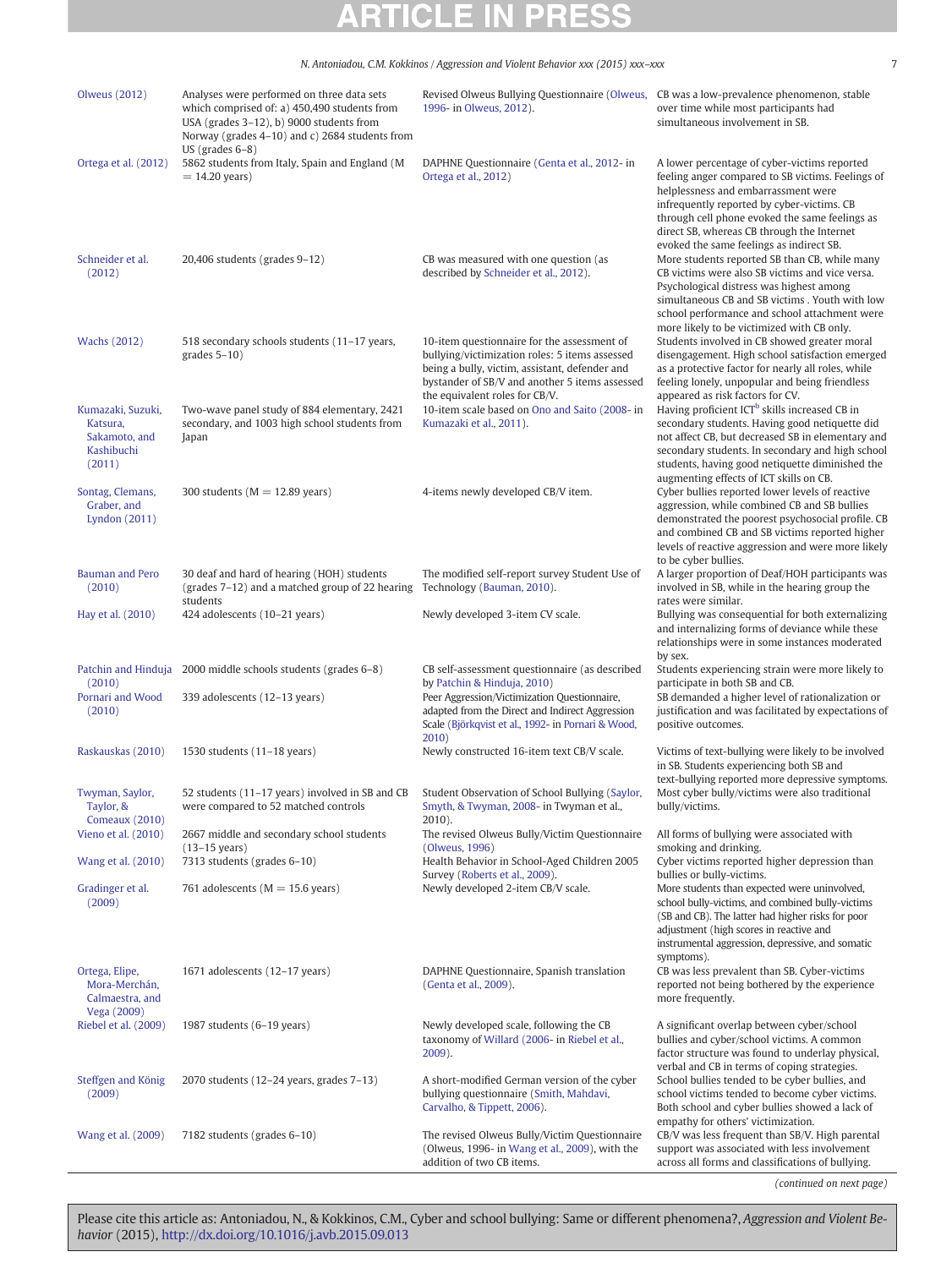| | | | |
|---|---|---|---|
| Olweus (2012) | Analyses were performed on three data sets which comprised of: a) 450,490 students from USA (grades 3–12), b) 9000 students from Norway (grades 4–10) and c) 2684 students from US (grades 6–8) | Revised Olweus Bullying Questionnaire (Olweus, 1996- in Olweus, 2012). | CB was a low-prevalence phenomenon, stable over time while most participants had simultaneous involvement in SB. |
| Ortega et al. (2012) | 5862 students from Italy, Spain and England (M = 14.20 years) | DAPHNE Questionnaire (Genta et al., 2012- in Ortega et al., 2012) | A lower percentage of cyber-victims reported feeling anger compared to SB victims. Feelings of helplessness and embarrassment were infrequently reported by cyber-victims. CB through cell phone evoked the same feelings as direct SB, whereas CB through the Internet evoked the same feelings as indirect SB. |
| Schneider et al. (2012) | 20,406 students (grades 9–12) | CB was measured with one question (as described by Schneider et al., 2012). | More students reported SB than CB, while many CB victims were also SB victims and vice versa. Psychological distress was highest among simultaneous CB and SB victims . Youth with low school performance and school attachment were more likely to be victimized with CB only. |
| Wachs (2012) | 518 secondary schools students (11–17 years, grades 5–10) | 10-item questionnaire for the assessment of bullying/victimization roles: 5 items assessed being a bully, victim, assistant, defender and bystander of SB/V and another 5 items assessed the equivalent roles for CB/V. | Students involved in CB showed greater moral disengagement. High school satisfaction emerged as a protective factor for nearly all roles, while feeling lonely, unpopular and being friendless appeared as risk factors for CV. |
| Kumazaki, Suzuki, Katsura, Sakamoto, and Kashibuchi (2011) | Two-wave panel study of 884 elementary, 2421 secondary, and 1003 high school students from Japan | 10-item scale based on Ono and Saito (2008- in Kumazaki et al., 2011). | Having proficient ICT[b] skills increased CB in secondary students. Having good netiquette did not affect CB, but decreased SB in elementary and secondary students. In secondary and high school students, having good netiquette diminished the augmenting effects of ICT skills on CB. |
| Sontag, Clemans, Graber, and Lyndon (2011) | 300 students (M = 12.89 years) | 4-items newly developed CB/V item. | Cyber bullies reported lower levels of reactive aggression, while combined CB and SB bullies demonstrated the poorest psychosocial profile. CB and combined CB and SB victims reported higher levels of reactive aggression and were more likely to be cyber bullies. |
| Bauman and Pero (2010) | 30 deaf and hard of hearing (HOH) students (grades 7–12) and a matched group of 22 hearing students | The modified self-report survey Student Use of Technology (Bauman, 2010). | A larger proportion of Deaf/HOH participants was involved in SB, while in the hearing group the rates were similar. |
| Hay et al. (2010) | 424 adolescents (10–21 years) | Newly developed 3-item CV scale. | Bullying was consequential for both externalizing and internalizing forms of deviance while these relationships were in some instances moderated by sex. |
| Patchin and Hinduja (2010) | 2000 middle schools students (grades 6–8) | CB self-assessment questionnaire (as described by Patchin & Hinduja, 2010) | Students experiencing strain were more likely to participate in both SB and CB. |
| Pornari and Wood (2010) | 339 adolescents (12–13 years) | Peer Aggression/Victimization Questionnaire, adapted from the Direct and Indirect Aggression Scale (Björkqvist et al., 1992- in Pornari & Wood, 2010) | SB demanded a higher level of rationalization or justification and was facilitated by expectations of positive outcomes. |
| Raskauskas (2010) | 1530 students (11–18 years) | Newly constructed 16-item text CB/V scale. | Victims of text-bullying were likely to be involved in SB. Students experiencing both SB and text-bullying reported more depressive symptoms. |
| Twyman, Saylor, Taylor, & Comeaux (2010) | 52 students (11–17 years) involved in SB and CB were compared to 52 matched controls | Student Observation of School Bullying (Saylor, Smyth, & Twyman, 2008- in Twyman et al., 2010). | Most cyber bully/victims were also traditional bully/victims. |
| Vieno et al. (2010) | 2667 middle and secondary school students (13–15 years) | The revised Olweus Bully/Victim Questionnaire (Olweus, 1996) | All forms of bullying were associated with smoking and drinking. |
| Wang et al. (2010) | 7313 students (grades 6–10) | Health Behavior in School-Aged Children 2005 Survey (Roberts et al., 2009). | Cyber victims reported higher depression than bullies or bully-victims. |
| Gradinger et al. (2009) | 761 adolescents (M = 15.6 years) | Newly developed 2-item CB/V scale. | More students than expected were uninvolved, school bully-victims, and combined bully-victims (SB and CB). The latter had higher risks for poor adjustment (high scores in reactive and instrumental aggression, depressive, and somatic symptoms). |
| Ortega, Elipe, Mora-Merchán, Calmaestra, and Vega (2009) | 1671 adolescents (12–17 years) | DAPHNE Questionnaire, Spanish translation (Genta et al., 2009). | CB was less prevalent than SB. Cyber-victims reported not being bothered by the experience more frequently. |
| Riebel et al. (2009) | 1987 students (6–19 years) | Newly developed scale, following the CB taxonomy of Willard (2006- in Riebel et al., 2009). | A significant overlap between cyber/school bullies and cyber/school victims. A common factor structure was found to underlay physical, verbal and CB in terms of coping strategies. |
| Steffgen and König (2009) | 2070 students (12–24 years, grades 7–13) | A short-modified German version of the cyber bullying questionnaire (Smith, Mahdavi, Carvalho, & Tippett, 2006). | School bullies tended to be cyber bullies, and school victims tended to become cyber victims. Both school and cyber bullies showed a lack of empathy for others' victimization. |
| Wang et al. (2009) | 7182 students (grades 6–10) | The revised Olweus Bully/Victim Questionnaire (Olweus, 1996- in Wang et al., 2009), with the addition of two CB items. | CB/V was less frequent than SB/V. High parental support was associated with less involvement across all forms and classifications of bullying. |

(continued on next page)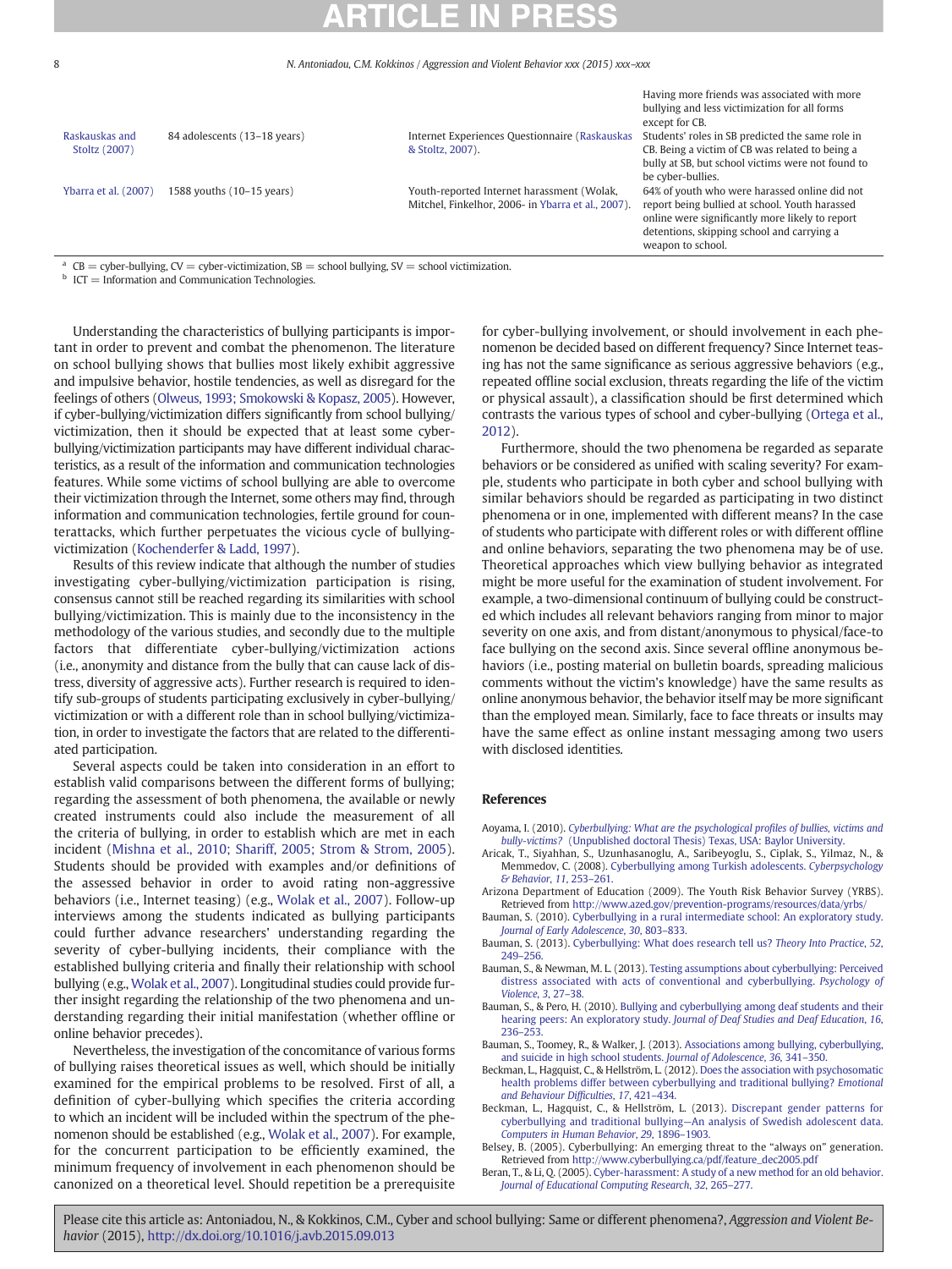| | | | |
|---|---|---|---|
| | | | Having more friends was associated with more bullying and less victimization for all forms except for CB. |
| Raskauskas and Stoltz (2007) | 84 adolescents (13–18 years) | Internet Experiences Questionnaire (Raskauskas & Stoltz, 2007). | Students' roles in SB predicted the same role in CB. Being a victim of CB was related to being a bully at SB, but school victims were not found to be cyber-bullies. |
| Ybarra et al. (2007) | 1588 youths (10–15 years) | Youth-reported Internet harassment (Wolak, Mitchel, Finkelhor, 2006- in Ybarra et al., 2007). | 64% of youth who were harassed online did not report being bullied at school. Youth harassed online were significantly more likely to report detentions, skipping school and carrying a weapon to school. |

[a] CB = cyber-bullying, CV = cyber-victimization, SB = school bullying, SV = school victimization.
[b] ICT = Information and Communication Technologies.

Understanding the characteristics of bullying participants is important in order to prevent and combat the phenomenon. The literature on school bullying shows that bullies most likely exhibit aggressive and impulsive behavior, hostile tendencies, as well as disregard for the feelings of others (Olweus, 1993; Smokowski & Kopasz, 2005). However, if cyber-bullying/victimization differs significantly from school bullying/victimization, then it should be expected that at least some cyber-bullying/victimization participants may have different individual characteristics, as a result of the information and communication technologies features. While some victims of school bullying are able to overcome their victimization through the Internet, some others may find, through information and communication technologies, fertile ground for counterattacks, which further perpetuates the vicious cycle of bullying-victimization (Kochenderfer & Ladd, 1997).

Results of this review indicate that although the number of studies investigating cyber-bullying/victimization participation is rising, consensus cannot still be reached regarding its similarities with school bullying/victimization. This is mainly due to the inconsistency in the methodology of the various studies, and secondly due to the multiple factors that differentiate cyber-bullying/victimization actions (i.e., anonymity and distance from the bully that can cause lack of distress, diversity of aggressive acts). Further research is required to identify sub-groups of students participating exclusively in cyber-bullying/victimization or with a different role than in school bullying/victimization, in order to investigate the factors that are related to the differentiated participation.

Several aspects could be taken into consideration in an effort to establish valid comparisons between the different forms of bullying; regarding the assessment of both phenomena, the available or newly created instruments could also include the measurement of all the criteria of bullying, in order to establish which are met in each incident (Mishna et al., 2010; Shariff, 2005; Strom & Strom, 2005). Students should be provided with examples and/or definitions of the assessed behavior in order to avoid rating non-aggressive behaviors (i.e., Internet teasing) (e.g., Wolak et al., 2007). Follow-up interviews among the students indicated as bullying participants could further advance researchers' understanding regarding the severity of cyber-bullying incidents, their compliance with the established bullying criteria and finally their relationship with school bullying (e.g., Wolak et al., 2007). Longitudinal studies could provide further insight regarding the relationship of the two phenomena and understanding regarding their initial manifestation (whether offline or online behavior precedes).

Nevertheless, the investigation of the concomitance of various forms of bullying raises theoretical issues as well, which should be initially examined for the empirical problems to be resolved. First of all, a definition of cyber-bullying which specifies the criteria according to which an incident will be included within the spectrum of the phenomenon should be established (e.g., Wolak et al., 2007). For example, for the concurrent participation to be efficiently examined, the minimum frequency of involvement in each phenomenon should be canonized on a theoretical level. Should repetition be a prerequisite for cyber-bullying involvement, or should involvement in each phenomenon be decided based on different frequency? Since Internet teasing has not the same significance as serious aggressive behaviors (e.g., repeated offline social exclusion, threats regarding the life of the victim or physical assault), a classification should be first determined which contrasts the various types of school and cyber-bullying (Ortega et al., 2012).

Furthermore, should the two phenomena be regarded as separate behaviors or be considered as unified with scaling severity? For example, students who participate in both cyber and school bullying with similar behaviors should be regarded as participating in two distinct phenomena or in one, implemented with different means? In the case of students who participate with different roles or with different offline and online behaviors, separating the two phenomena may be of use. Theoretical approaches which view bullying behavior as integrated might be more useful for the examination of student involvement. For example, a two-dimensional continuum of bullying could be constructed which includes all relevant behaviors ranging from minor to major severity on one axis, and from distant/anonymous to physical/face-to face bullying on the second axis. Since several offline anonymous behaviors (i.e., posting material on bulletin boards, spreading malicious comments without the victim's knowledge) have the same results as online anonymous behavior, the behavior itself may be more significant than the employed mean. Similarly, face to face threats or insults may have the same effect as online instant messaging among two users with disclosed identities.

## References

Aoyama, I. (2010). *Cyberbullying: What are the psychological profiles of bullies, victims and bully-victims?* (Unpublished doctoral Thesis) Texas, USA: Baylor University.

Aricak, T., Siyahhan, S., Uzunhasanoglu, A., Saribeyoglu, S., Ciplak, S., Yilmaz, N., & Memmedov, C. (2008). Cyberbullying among Turkish adolescents. *Cyberpsychology & Behavior*, *11*, 253–261.

Arizona Department of Education (2009). The Youth Risk Behavior Survey (YRBS). Retrieved from http://www.azed.gov/prevention-programs/resources/data/yrbs/

Bauman, S. (2010). Cyberbullying in a rural intermediate school: An exploratory study. *Journal of Early Adolescence*, *30*, 803–833.

Bauman, S. (2013). Cyberbullying: What does research tell us? *Theory Into Practice*, *52*, 249–256.

Bauman, S., & Newman, M. L. (2013). Testing assumptions about cyberbullying: Perceived distress associated with acts of conventional and cyberbullying. *Psychology of Violence*, *3*, 27–38.

Bauman, S., & Pero, H. (2010). Bullying and cyberbullying among deaf students and their hearing peers: An exploratory study. *Journal of Deaf Studies and Deaf Education*, *16*, 236–253.

Bauman, S., Toomey, R., & Walker, J. (2013). Associations among bullying, cyberbullying, and suicide in high school students. *Journal of Adolescence*, *36*, 341–350.

Beckman, L., Hagquist, C., & Hellström, L. (2012). Does the association with psychosomatic health problems differ between cyberbullying and traditional bullying? *Emotional and Behaviour Difficulties*, *17*, 421–434.

Beckman, L., Hagquist, C., & Hellström, L. (2013). Discrepant gender patterns for cyberbullying and traditional bullying—An analysis of Swedish adolescent data. *Computers in Human Behavior*, *29*, 1896–1903.

Belsey, B. (2005). Cyberbullying: An emerging threat to the "always on" generation. Retrieved from http://www.cyberbullying.ca/pdf/feature_dec2005.pdf

Beran, T., & Li, Q. (2005). Cyber-harassment: A study of a new method for an old behavior. *Journal of Educational Computing Research*, *32*, 265–277.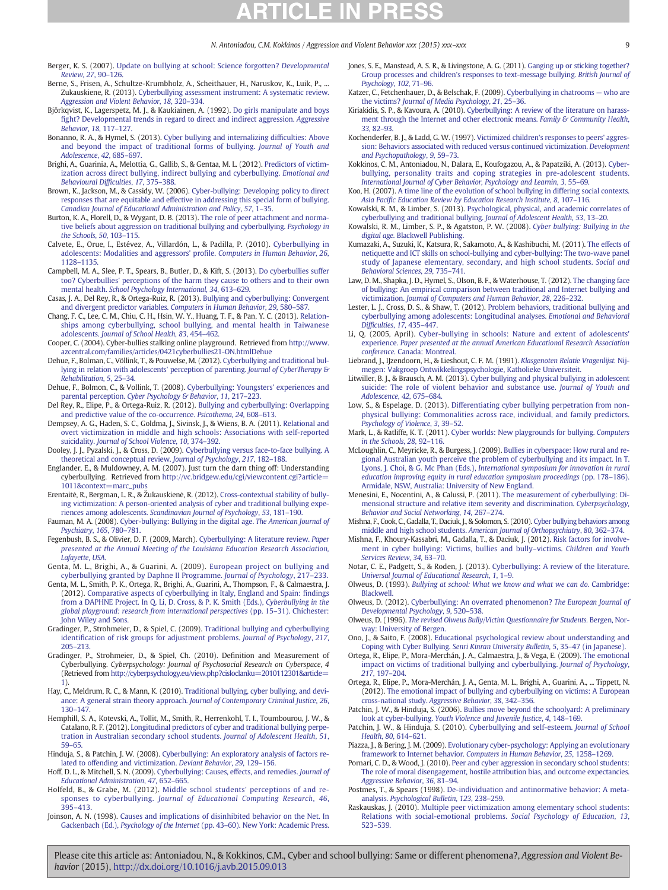Berger, K. S. (2007). Update on bullying at school: Science forgotten? *Developmental Review*, *27*, 90–126.

Berne, S., Frisen, A., Schultze-Krumbholz, A., Scheithauer, H., Naruskov, K., Luik, P., ... Zukauskiene, R. (2013). Cyberbullying assessment instrument: A systematic review. *Aggression and Violent Behavior*, *18*, 320–334.

Björkqvist, K., Lagerspetz, M. J., & Kaukiainen, A. (1992). Do girls manipulate and boys fight? Developmental trends in regard to direct and indirect aggression. *Aggressive Behavior*, *18*, 117–127.

Bonanno, R. A., & Hymel, S. (2013). Cyber bullying and internalizing difficulties: Above and beyond the impact of traditional forms of bullying. *Journal of Youth and Adolescence*, *42*, 685–697.

Brighi, A., Guarinia, A., Melottia, G., Gallib, S., & Gentaa, M. L. (2012). Predictors of victimization across direct bullying, indirect bullying and cyberbullying. *Emotional and Behavioural Difficulties*, *17*, 375–388.

Brown, K., Jackson, M., & Cassidy, W. (2006). Cyber-bullying: Developing policy to direct responses that are equitable and effective in addressing this special form of bullying. *Canadian Journal of Educational Administration and Policy*, *57*, 1–35.

Burton, K. A., Florell, D., & Wygant, D. B. (2013). The role of peer attachment and normative beliefs about aggression on traditional bullying and cyberbullying. *Psychology in the Schools*, *50*, 103–115.

Calvete, E., Orue, I., Estévez, A., Villardón, L., & Padilla, P. (2010). Cyberbullying in adolescents: Modalities and aggressors' profile. *Computers in Human Behavior*, *26*, 1128–1135.

Campbell, M. A., Slee, P. T., Spears, B., Butler, D., & Kift, S. (2013). Do cyberbullies suffer too? Cyberbullies' perceptions of the harm they cause to others and to their own mental health. *School Psychology International*, *34*, 613–629.

Casas, J. A., Del Rey, R., & Ortega-Ruiz, R. (2013). Bullying and cyberbullying: Convergent and divergent predictor variables. *Computers in Human Behavior*, *29*, 580–587.

Chang, F. C., Lee, C. M., Chiu, C. H., Hsin, W. Y., Huang, T. F., & Pan, Y. C. (2013). Relationships among cyberbullying, school bullying, and mental health in Taiwanese adolescents. *Journal of School Health*, *83*, 454–462.

Cooper, C. (2004). Cyber-bullies stalking online playground. Retrieved from http://www.azcentral.com/families/articles/0421cyberbullies21-ON.htmlDehue

Dehue, F., Bolman, C., Völlink, T., & Pouwelse, M. (2012). Cyberbullying and traditional bullying in relation with adolescents' perception of parenting. *Journal of CyberTherapy & Rehabilitation*, *5*, 25–34.

Dehue, F., Bolmon, C., & Vollink, T. (2008). Cyberbullying: Youngsters' experiences and parental perception. *Cyber Psychology & Behavior*, *11*, 217–223.

Del Rey, R., Elipe, P., & Ortega-Ruiz, R. (2012). Bullying and cyberbullying: Overlapping and predictive value of the co-occurrence. *Psicothema*, *24*, 608–613.

Dempsey, A. G., Haden, S. C., Goldma, J., Sivinsk, J., & Wiens, B. A. (2011). Relational and overt victimization in middle and high schools: Associations with self-reported suicidality. *Journal of School Violence*, *10*, 374–392.

Dooley, J. J., Pyzalski, J., & Cross, D. (2009). Cyberbullying versus face-to-face bullying. A theoretical and conceptual review. *Journal of Psychology*, *217*, 182–188.

Englander, E., & Muldowney, A. M. (2007). Just turn the darn thing off: Understanding cyberbullying. Retrieved from http://vc.bridgew.edu/cgi/viewcontent.cgi?article=1011&context=marc_pubs

Erentaitė, R., Bergman, L. R., & Žukauskienė, R. (2012). Cross-contextual stability of bullying victimization: A person-oriented analysis of cyber and traditional bullying experiences among adolescents. *Scandinavian Journal of Psychology*, *53*, 181–190.

Fauman, M. A. (2008). Cyber-bullying: Bullying in the digital age. *The American Journal of Psychiatry*, *165*, 780–781.

Fegenbush, B. S., & Olivier, D. F. (2009, March). Cyberbullying: A literature review. *Paper presented at the Annual Meeting of the Louisiana Education Research Association, Lafayette, USA*.

Genta, M. L., Brighi, A., & Guarini, A. (2009). European project on bullying and cyberbullying granted by Daphne II Programme. *Journal of Psychology*, 217–233.

Genta, M. L., Smith, P. K., Ortega, R., Brighi, A., Guarini, A., Thompson, F., & Calmaestra, J. (2012). Comparative aspects of cyberbullying in Italy, England and Spain: findings from a DAPHNE Project. In Q. Li, D. Cross, & P. K. Smith (Eds.), *Cyberbullying in the global playground: research from international perspectives* (pp. 15–31). Chichester: John Wiley and Sons.

Gradinger, P., Strohmeier, D., & Spiel, C. (2009). Traditional bullying and cyberbullying identification of risk groups for adjustment problems. *Journal of Psychology*, *217*, 205–213.

Gradinger, P., Strohmeier, D., & Spiel, Ch. (2010). Definition and Measurement of Cyberbullying. *Cyberpsychology: Journal of Psychosocial Research on Cyberspace*, *4* (Retrieved from http://cyberpsychology.eu/view.php?cisloclanku=2010112301&article=1).

Hay, C., Meldrum, R. C., & Mann, K. (2010). Traditional bullying, cyber bullying, and deviance: A general strain theory approach. *Journal of Contemporary Criminal Justice*, *26*, 130–147.

Hemphill, S. A., Kotevski, A., Tollit, M., Smith, R., Herrenkohl, T. I., Toumbourou, J. W., & Catalano, R. F. (2012). Longitudinal predictors of cyber and traditional bullying perpetration in Australian secondary school students. *Journal of Adolescent Health*, *51*, 59–65.

Hinduja, S., & Patchin, J. W. (2008). Cyberbullying: An exploratory analysis of factors related to offending and victimization. *Deviant Behavior*, *29*, 129–156.

Hoff, D. L., & Mitchell, S. N. (2009). Cyberbullying: Causes, effects, and remedies. *Journal of Educational Administration*, *47*, 652–665.

Holfeld, B., & Grabe, M. (2012). Middle school students' perceptions of and responses to cyberbullying. *Journal of Educational Computing Research*, *46*, 395–413.

Joinson, A. N. (1998). Causes and implications of disinhibited behavior on the Net. In Gackenbach (Ed.), *Psychology of the Internet* (pp. 43–60). New York: Academic Press.

Jones, S. E., Manstead, A. S. R., & Livingstone, A. G. (2011). Ganging up or sticking together? Group processes and children's responses to text-message bullying. *British Journal of Psychology*, *102*, 71–96.

Katzer, C., Fetchenhauer, D., & Belschak, F. (2009). Cyberbullying in chatrooms — who are the victims? *Journal of Media Psychology*, *21*, 25–36.

Kiriakidis, S. P., & Kavoura, A. (2010). Cyberbullying: A review of the literature on harassment through the Internet and other electronic means. *Family & Community Health*, *33*, 82–93.

Kochenderfer, B. J., & Ladd, G. W. (1997). Victimized children's responses to peers' aggression: Behaviors associated with reduced versus continued victimization. *Development and Psychopathology*, *9*, 59–73.

Kokkinos, C. M., Antoniadou, N., Dalara, E., Koufogazou, A., & Papatziki, A. (2013). Cyberbullying, personality traits and coping strategies in pre-adolescent students. *International Journal of Cyber Behavior, Psychology and Learnin*, *3*, 55–69.

Koo, H. (2007). A time line of the evolution of school bullying in differing social contexts. *Asia Pacific Education Review by Education Research Institute*, *8*, 107–116.

Kowalski, R. M., & Limber, S. (2013). Psychological, physical, and academic correlates of cyberbullying and traditional bullying. *Journal of Adolescent Health*, *53*, 13–20.

Kowalski, R. M., Limber, S. P., & Agatston, P. W. (2008). *Cyber bullying: Bullying in the digital age.* Blackwell Publishing.

Kumazaki, A., Suzuki, K., Katsura, R., Sakamoto, A., & Kashibuchi, M. (2011). The effects of netiquette and ICT skills on school-bullying and cyber-bullying: The two-wave panel study of Japanese elementary, secondary, and high school students. *Social and Behavioral Sciences*, *29*, 735–741.

Law, D. M., Shapka, J. D., Hymel, S., Olson, B. F., & Waterhouse, T. (2012). The changing face of bullying: An empirical comparison between traditional and Internet bullying and victimization. *Journal of Computers and Human Behavior*, *28*, 226–232.

Lester, L. J., Cross, D. S., & Shaw, T. (2012). Problem behaviors, traditional bullying and cyberbullying among adolescents: Longitudinal analyses. *Emotional and Behavioral Difficulties*, *17*, 435–447.

Li, Q. (2005, April). Cyber-bullying in schools: Nature and extent of adolescents' experience. *Paper presented at the annual American Educational Research Association conference*. Canada: Montreal.

Liebrand, J., IJzendoorn, H., & Lieshout, C. F. M. (1991). *Klasgenoten Relatie Vragenlijst.* Nijmegen: Vakgroep Ontwikkelingspsychologie, Katholieke Universiteit.

Litwiller, B. J., & Brausch, A. M. (2013). Cyber bullying and physical bullying in adolescent suicide: The role of violent behavior and substance use. *Journal of Youth and Adolescence*, *42*, 675–684.

Low, S., & Espelage, D. (2013). Differentiating cyber bullying perpetration from non-physical bullying: Commonalities across race, individual, and family predictors. *Psychology of Violence*, *3*, 39–52.

Mark, L., & Ratliffe, K. T. (2011). Cyber worlds: New playgrounds for bullying. *Computers in the Schools*, *28*, 92–116.

McLoughlin, C., Meyricke, R., & Burgess, J. (2009). Bullies in cyberspace: How rural and regional Australian youth perceive the problem of cyberbullying and its impact. In T. Lyons, J. Choi, & G. Mc Phan (Eds.), *International symposium for innovation in rural education improving equity in rural education symposium proceedings* (pp. 178–186). Armidale, NSW, Australia: University of New England.

Menesini, E., Nocentini, A., & Calussi, P. (2011). The measurement of cyberbullying: Dimensional structure and relative item severity and discrimination. *Cyberpsychology, Behavior and Social Networking*, *14*, 267–274.

Mishna, F., Cook, C., Gadalla, T., Daciuk, J., & Solomon, S. (2010). Cyber bullying behaviors among middle and high school students. *American Journal of Orthopsychiatry*, *80*, 362–374.

Mishna, F., Khoury-Kassabri, M., Gadalla, T., & Daciuk, J. (2012). Risk factors for involvement in cyber bullying: Victims, bullies and bully–victims. *Children and Youth Services Review*, *34*, 63–70.

Notar, C. E., Padgett, S., & Roden, J. (2013). Cyberbullying: A review of the literature. *Universal Journal of Educational Research*, *1*, 1–9.

Olweus, D. (1993). *Bullying at school: What we know and what we can do.* Cambridge: Blackwell.

Olweus, D. (2012). Cyberbullying: An overrated phenomenon? *The European Journal of Developmental Psychology*, *9*, 520–538.

Olweus, D. (1996). *The revised Olweus Bully/Victim Questionnaire for Students.* Bergen, Norway: University of Bergen.

Ono, J., & Saito, F. (2008). Educational psychological review about understanding and Coping with Cyber Bullying. *Senri Kinran University Bulletin*, *5*, 35–47 (in Japanese).

Ortega, R., Elipe, P., Mora-Merchán, J. A., Calmaestra, J., & Vega, E. (2009). The emotional impact on victims of traditional bullying and cyberbullying. *Journal of Psychology*, *217*, 197–204.

Ortega, R., Elipe, P., Mora-Merchán, J. A., Genta, M. L., Brighi, A., Guarini, A., ... Tippett, N. (2012). The emotional impact of bullying and cyberbullying on victims: A European cross-national study. *Aggressive Behavior*, *38*, 342–356.

Patchin, J. W., & Hinduja, S. (2006). Bullies move beyond the schoolyard: A preliminary look at cyber-bullying. *Youth Violence and Juvenile Justice*, *4*, 148–169.

Patchin, J. W., & Hinduja, S. (2010). Cyberbullying and self-esteem. *Journal of School Health*, *80*, 614–621.

Piazza, J., & Bering, J. M. (2009). Evolutionary cyber-psychology: Applying an evolutionary framework to Internet behavior. *Computers in Human Behavior*, *25*, 1258–1269.

Pornari, C. D., & Wood, J. (2010). Peer and cyber aggression in secondary school students: The role of moral disengagement, hostile attribution bias, and outcome expectancies. *Aggressive Behavior*, *36*, 81–94.

Postmes, T., & Spears (1998). De-individuation and antinormative behavior: A meta-analysis. *Psychological Bulletin*, *123*, 238–259.

Raskauskas, J. (2010). Multiple peer victimization among elementary school students: Relations with social-emotional problems. *Social Psychology of Education*, *13*, 523–539.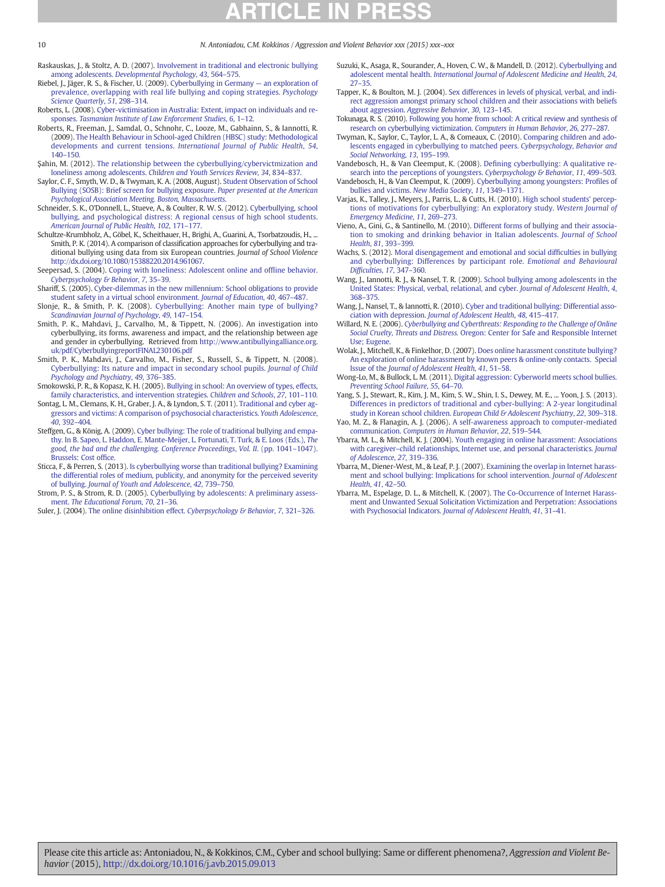Raskauskas, J., & Stoltz, A. D. (2007). Involvement in traditional and electronic bullying among adolescents. *Developmental Psychology*, *43*, 564–575.

Riebel, J., Jäger, R. S., & Fischer, U. (2009). Cyberbullying in Germany — an exploration of prevalence, overlapping with real life bullying and coping strategies. *Psychology Science Quarterly*, *51*, 298–314.

Roberts, L. (2008). Cyber-victimisation in Australia: Extent, impact on individuals and responses. *Tasmanian Institute of Law Enforcement Studies*, *6*, 1–12.

Roberts, R., Freeman, J., Samdal, O., Schnohr, C., Looze, M., Gabhainn, S., & Iannotti, R. (2009). The Health Behaviour in School-aged Children (HBSC) study: Methodological developments and current tensions. *International Journal of Public Health*, *54*, 140–150.

Şahin, M. (2012). The relationship between the cyberbullying/cybervictmization and loneliness among adolescents. *Children and Youth Services Review*, *34*, 834–837.

Saylor, C. F., Smyth, W. D., & Twyman, K. A. (2008, August). Student Observation of School Bullying (SOSB): Brief screen for bullying exposure. *Paper presented at the American Psychological Association Meeting. Boston, Massachusetts*.

Schneider, S. K., O'Donnell, L., Stueve, A., & Coulter, R. W. S. (2012). Cyberbullying, school bullying, and psychological distress: A regional census of high school students. *American Journal of Public Health*, *102*, 171–177.

Schultze-Krumbholz, A., Göbel, K., Scheithauer, H., Brighi, A., Guarini, A., Tsorbatzoudis, H., ... Smith, P. K. (2014). A comparison of classification approaches for cyberbullying and traditional bullying using data from six European countries. *Journal of School Violence* http://dx.doi.org/10.1080/15388220.2014.961067.

Seepersad, S. (2004). Coping with loneliness: Adolescent online and offline behavior. *Cyberpsychology & Behavior*, *7*, 35–39.

Shariff, S. (2005). Cyber-dilemmas in the new millennium: School obligations to provide student safety in a virtual school environment. *Journal of Education*, *40*, 467–487.

Slonje, R., & Smith, P. K. (2008). Cyberbullying: Another main type of bullying? *Scandinavian Journal of Psychology*, *49*, 147–154.

Smith, P. K., Mahdavi, J., Carvalho, M., & Tippett, N. (2006). An investigation into cyberbullying, its forms, awareness and impact, and the relationship between age and gender in cyberbullying. Retrieved from http://www.antibullyingalliance.org.uk/pdf/CyberbullyingreportFINAL230106.pdf

Smith, P. K., Mahdavi, J., Carvalho, M., Fisher, S., Russell, S., & Tippett, N. (2008). Cyberbullying: Its nature and impact in secondary school pupils. *Journal of Child Psychology and Psychiatry*, *49*, 376–385.

Smokowski, P. R., & Kopasz, K. H. (2005). Bullying in school: An overview of types, effects, family characteristics, and intervention strategies. *Children and Schools*, *27*, 101–110.

Sontag, L. M., Clemans, K. H., Graber, J. A., & Lyndon, S. T. (2011). Traditional and cyber aggressors and victims: A comparison of psychosocial characteristics. *Youth Adolescence*, *40*, 392–404.

Steffgen, G., & König, A. (2009). Cyber bullying: The role of traditional bullying and empathy. In B. Sapeo, L. Haddon, E. Mante-Meijer, L. Fortunati, T. Turk, & E. Loos (Eds.), *The good, the bad and the challenging. Conference Proceedings*, *Vol. II*. (pp. 1041–1047). Brussels: Cost office.

Sticca, F., & Perren, S. (2013). Is cyberbullying worse than traditional bullying? Examining the differential roles of medium, publicity, and anonymity for the perceived severity of bullying. *Journal of Youth and Adolescence*, *42*, 739–750.

Strom, P. S., & Strom, R. D. (2005). Cyberbullying by adolescents: A preliminary assessment. *The Educational Forum*, *70*, 21–36.

Suler, J. (2004). The online disinhibition effect. *Cyberpsychology & Behavior*, *7*, 321–326.

Suzuki, K., Asaga, R., Sourander, A., Hoven, C. W., & Mandell, D. (2012). Cyberbullying and adolescent mental health. *International Journal of Adolescent Medicine and Health*, *24*, 27–35.

Tapper, K., & Boulton, M. J. (2004). Sex differences in levels of physical, verbal, and indirect aggression amongst primary school children and their associations with beliefs about aggression. *Aggressive Behavior*, *30*, 123–145.

Tokunaga, R. S. (2010). Following you home from school: A critical review and synthesis of research on cyberbullying victimization. *Computers in Human Behavior*, *26*, 277–287.

Twyman, K., Saylor, C., Taylor, L. A., & Comeaux, C. (2010). Comparing children and adolescents engaged in cyberbullying to matched peers. *Cyberpsychology, Behavior and Social Networking*, *13*, 195–199.

Vandebosch, H., & Van Cleemput, K. (2008). Defining cyberbullying: A qualitative research into the perceptions of youngsters. *Cyberpsychology & Behavior*, *11*, 499–503.

Vandebosch, H., & Van Cleemput, K. (2009). Cyberbullying among youngsters: Profiles of bullies and victims. *New Media Society*, *11*, 1349–1371.

Varjas, K., Talley, J., Meyers, J., Parris, L., & Cutts, H. (2010). High school students' perceptions of motivations for cyberbullying: An exploratory study. *Western Journal of Emergency Medicine*, *11*, 269–273.

Vieno, A., Gini, G., & Santinello, M. (2010). Different forms of bullying and their association to smoking and drinking behavior in Italian adolescents. *Journal of School Health*, *81*, 393–399.

Wachs, S. (2012). Moral disengagement and emotional and social difficulties in bullying and cyberbullying: Differences by participant role. *Emotional and Behavioural Difficulties*, *17*, 347–360.

Wang, J., Iannotti, R. J., & Nansel, T. R. (2009). School bullying among adolescents in the United States: Physical, verbal, relational, and cyber. *Journal of Adolescent Health*, *4*, 368–375.

Wang, J., Nansel, T., & Iannotti, R. (2010). Cyber and traditional bullying: Differential association with depression. *Journal of Adolescent Health*, *48*, 415–417.

Willard, N. E. (2006). *Cyberbullying and Cyberthreats: Responding to the Challenge of Online Social Cruelty, Threats and Distress.* Oregon: Center for Safe and Responsible Internet Use; Eugene.

Wolak, J., Mitchell, K., & Finkelhor, D. (2007). Does online harassment constitute bullying? An exploration of online harassment by known peers & online-only contacts. Special Issue of the *Journal of Adolescent Health*, *41*, 51–58.

Wong-Lo, M., & Bullock, L. M. (2011). Digital aggression: Cyberworld meets school bullies. *Preventing School Failure*, *55*, 64–70.

Yang, S. J., Stewart, R., Kim, J. M., Kim, S. W., Shin, I. S., Dewey, M. E., ... Yoon, J. S. (2013). Differences in predictors of traditional and cyber-bullying: A 2-year longitudinal study in Korean school children. *European Child & Adolescent Psychiatry*, *22*, 309–318.

Yao, M. Z., & Flanagin, A. J. (2006). A self-awareness approach to computer-mediated communication. *Computers in Human Behavior*, *22*, 519–544.

Ybarra, M. L., & Mitchell, K. J. (2004). Youth engaging in online harassment: Associations with caregiver–child relationships, Internet use, and personal characteristics. *Journal of Adolescence*, *27*, 319–336.

Ybarra, M., Diener-West, M., & Leaf, P. J. (2007). Examining the overlap in Internet harassment and school bullying: Implications for school intervention. *Journal of Adolescent Health*, *41*, 42–50.

Ybarra, M., Espelage, D. L., & Mitchell, K. (2007). The Co-Occurrence of Internet Harassment and Unwanted Sexual Solicitation Victimization and Perpetration: Associations with Psychosocial Indicators. *Journal of Adolescent Health*, *41*, 31–41.